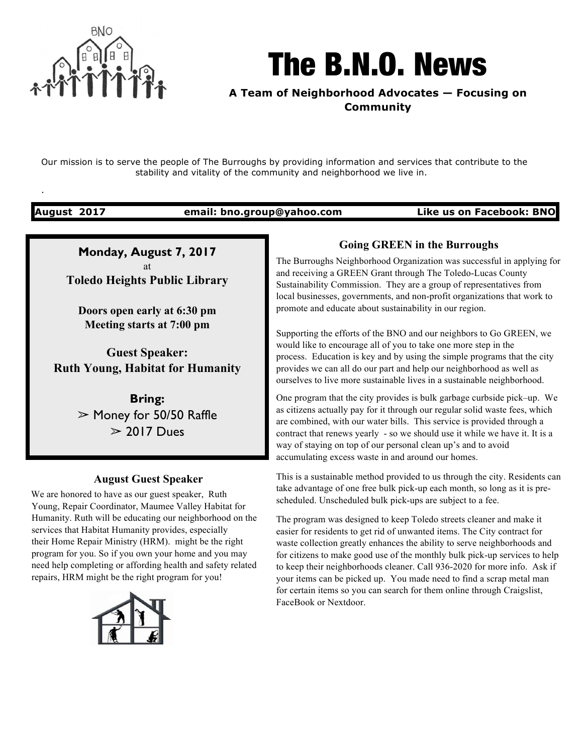# The B.N.O. News

**A Team of Neighborhood Advocates — Focusing on Community**

Our mission is to serve the people of The Burroughs by providing information and services that contribute to the stability and vitality of the community and neighborhood we live in.

.

**August 2017** **email: bno.group@yahoo.com** **Like us on Facebook: BNO**

**Monday, August 7, 2017**

at

**Toledo Heights Public Library**

**Doors open early at 6:30 pm**
**Meeting starts at 7:00 pm**

**Guest Speaker:**
**Ruth Young, Habitat for Humanity**

**Bring:**

➢ Money for 50/50 Raffle
➢ 2017 Dues

### August Guest Speaker

We are honored to have as our guest speaker, Ruth Young, Repair Coordinator, Maumee Valley Habitat for Humanity. Ruth will be educating our neighborhood on the services that Habitat Humanity provides, especially their Home Repair Ministry (HRM). might be the right program for you. So if you own your home and you may need help completing or affording health and safety related repairs, HRM might be the right program for you!

### Going GREEN in the Burroughs

The Burroughs Neighborhood Organization was successful in applying for and receiving a GREEN Grant through The Toledo-Lucas County Sustainability Commission. They are a group of representatives from local businesses, governments, and non-profit organizations that work to promote and educate about sustainability in our region.

Supporting the efforts of the BNO and our neighbors to Go GREEN, we would like to encourage all of you to take one more step in the process. Education is key and by using the simple programs that the city provides we can all do our part and help our neighborhood as well as ourselves to live more sustainable lives in a sustainable neighborhood.

One program that the city provides is bulk garbage curbside pick–up. We as citizens actually pay for it through our regular solid waste fees, which are combined, with our water bills. This service is provided through a contract that renews yearly - so we should use it while we have it. It is a way of staying on top of our personal clean up's and to avoid accumulating excess waste in and around our homes.

This is a sustainable method provided to us through the city. Residents can take advantage of one free bulk pick-up each month, so long as it is pre-scheduled. Unscheduled bulk pick-ups are subject to a fee.

The program was designed to keep Toledo streets cleaner and make it easier for residents to get rid of unwanted items. The City contract for waste collection greatly enhances the ability to serve neighborhoods and for citizens to make good use of the monthly bulk pick-up services to help to keep their neighborhoods cleaner. Call 936-2020 for more info. Ask if your items can be picked up. You made need to find a scrap metal man for certain items so you can search for them online through Craigslist, FaceBook or Nextdoor.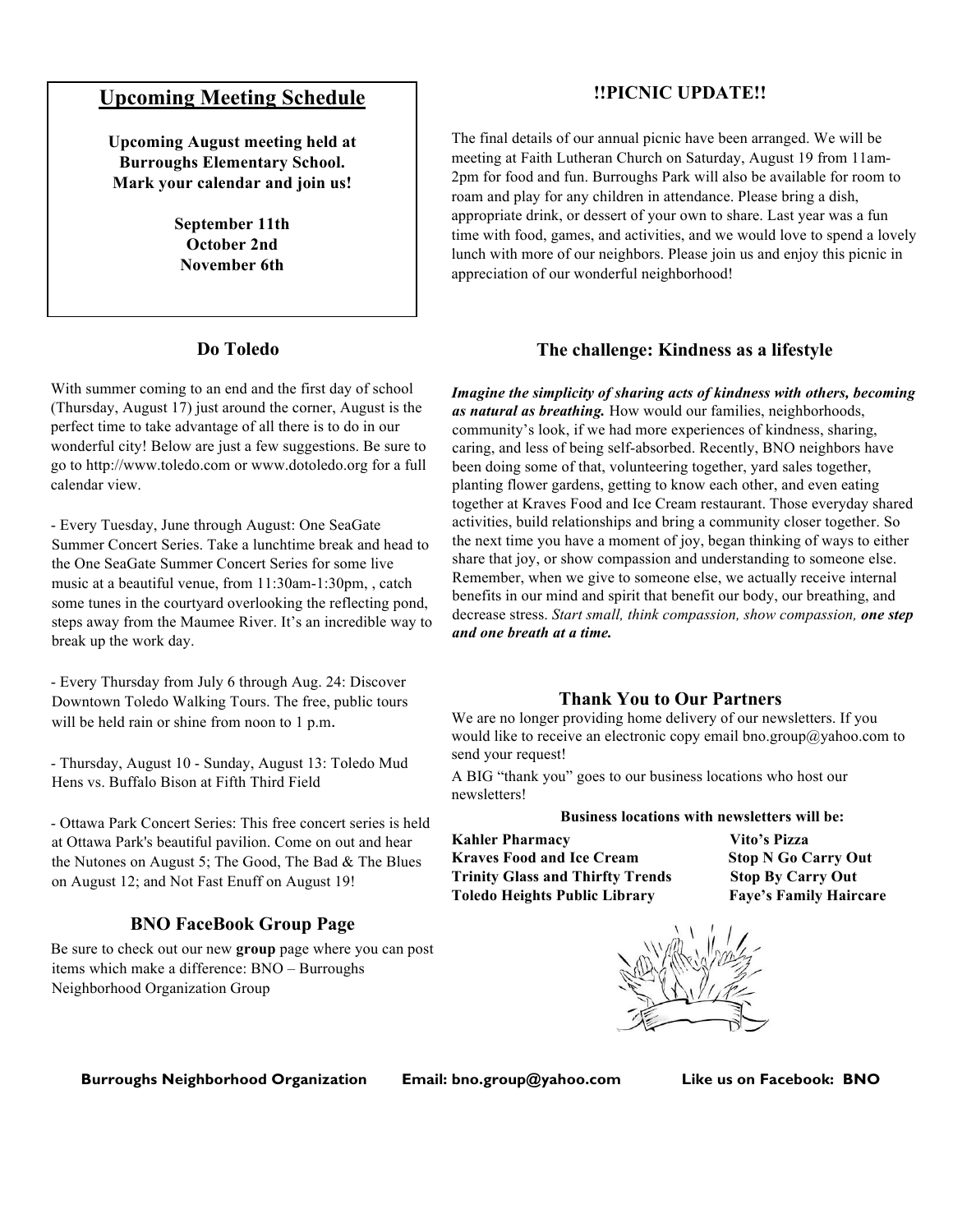## Upcoming Meeting Schedule

**Upcoming August meeting held at Burroughs Elementary School. Mark your calendar and join us!**

**September 11th**
**October 2nd**
**November 6th**

## !!PICNIC UPDATE!!

The final details of our annual picnic have been arranged. We will be meeting at Faith Lutheran Church on Saturday, August 19 from 11am-2pm for food and fun. Burroughs Park will also be available for room to roam and play for any children in attendance. Please bring a dish, appropriate drink, or dessert of your own to share. Last year was a fun time with food, games, and activities, and we would love to spend a lovely lunch with more of our neighbors. Please join us and enjoy this picnic in appreciation of our wonderful neighborhood!

## Do Toledo

With summer coming to an end and the first day of school (Thursday, August 17) just around the corner, August is the perfect time to take advantage of all there is to do in our wonderful city! Below are just a few suggestions. Be sure to go to http://www.toledo.com or www.dotoledo.org for a full calendar view.

- Every Tuesday, June through August: One SeaGate Summer Concert Series. Take a lunchtime break and head to the One SeaGate Summer Concert Series for some live music at a beautiful venue, from 11:30am-1:30pm, , catch some tunes in the courtyard overlooking the reflecting pond, steps away from the Maumee River. It's an incredible way to break up the work day.

- Every Thursday from July 6 through Aug. 24: Discover Downtown Toledo Walking Tours. The free, public tours will be held rain or shine from noon to 1 p.m.

- Thursday, August 10 - Sunday, August 13: Toledo Mud Hens vs. Buffalo Bison at Fifth Third Field

- Ottawa Park Concert Series: This free concert series is held at Ottawa Park's beautiful pavilion. Come on out and hear the Nutones on August 5; The Good, The Bad & The Blues on August 12; and Not Fast Enuff on August 19!

## BNO FaceBook Group Page

Be sure to check out our new **group** page where you can post items which make a difference: BNO – Burroughs Neighborhood Organization Group

## The challenge: Kindness as a lifestyle

***Imagine the simplicity of sharing acts of kindness with others, becoming as natural as breathing.*** How would our families, neighborhoods, community's look, if we had more experiences of kindness, sharing, caring, and less of being self-absorbed. Recently, BNO neighbors have been doing some of that, volunteering together, yard sales together, planting flower gardens, getting to know each other, and even eating together at Kraves Food and Ice Cream restaurant. Those everyday shared activities, build relationships and bring a community closer together. So the next time you have a moment of joy, began thinking of ways to either share that joy, or show compassion and understanding to someone else. Remember, when we give to someone else, we actually receive internal benefits in our mind and spirit that benefit our body, our breathing, and decrease stress. *Start small, think compassion, show compassion,* ***one step and one breath at a time.***

## Thank You to Our Partners

We are no longer providing home delivery of our newsletters. If you would like to receive an electronic copy email bno.group@yahoo.com to send your request!

A BIG "thank you" goes to our business locations who host our newsletters!

**Business locations with newsletters will be:**

| | |
|---|---|
| **Kahler Pharmacy** | **Vito's Pizza** |
| **Kraves Food and Ice Cream** | **Stop N Go Carry Out** |
| **Trinity Glass and Thirfty Trends** | **Stop By Carry Out** |
| **Toledo Heights Public Library** | **Faye's Family Haircare** |

**Burroughs Neighborhood Organization** **Email: bno.group@yahoo.com** **Like us on Facebook: BNO**